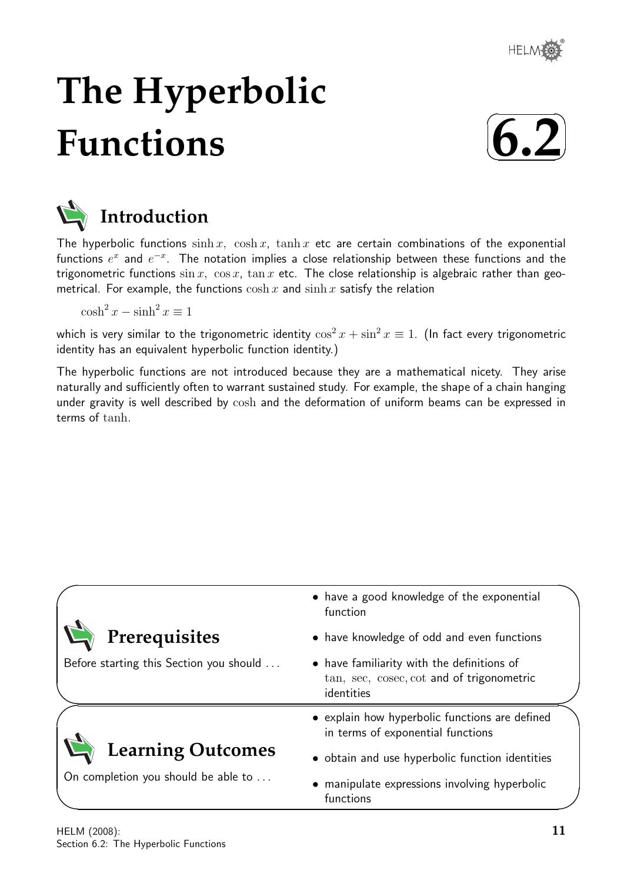# The Hyperbolic Functions

**6.2**

## Introduction

The hyperbolic functions $\sinh x$, $\cosh x$, $\tanh x$ etc are certain combinations of the exponential functions $e^x$ and $e^{-x}$. The notation implies a close relationship between these functions and the trigonometric functions $\sin x$, $\cos x$, $\tan x$ etc. The close relationship is algebraic rather than geometrical. For example, the functions $\cosh x$ and $\sinh x$ satisfy the relation

$$\cosh^2 x - \sinh^2 x \equiv 1$$

which is very similar to the trigonometric identity $\cos^2 x + \sin^2 x \equiv 1$. (In fact every trigonometric identity has an equivalent hyperbolic function identity.)

The hyperbolic functions are not introduced because they are a mathematical nicety. They arise naturally and sufficiently often to warrant sustained study. For example, the shape of a chain hanging under gravity is well described by cosh and the deformation of uniform beams can be expressed in terms of tanh.

## Prerequisites

Before starting this Section you should ...

- have a good knowledge of the exponential function
- have knowledge of odd and even functions
- have familiarity with the definitions of tan, sec, cosec, cot and of trigonometric identities

## Learning Outcomes

On completion you should be able to ...

- explain how hyperbolic functions are defined in terms of exponential functions
- obtain and use hyperbolic function identities
- manipulate expressions involving hyperbolic functions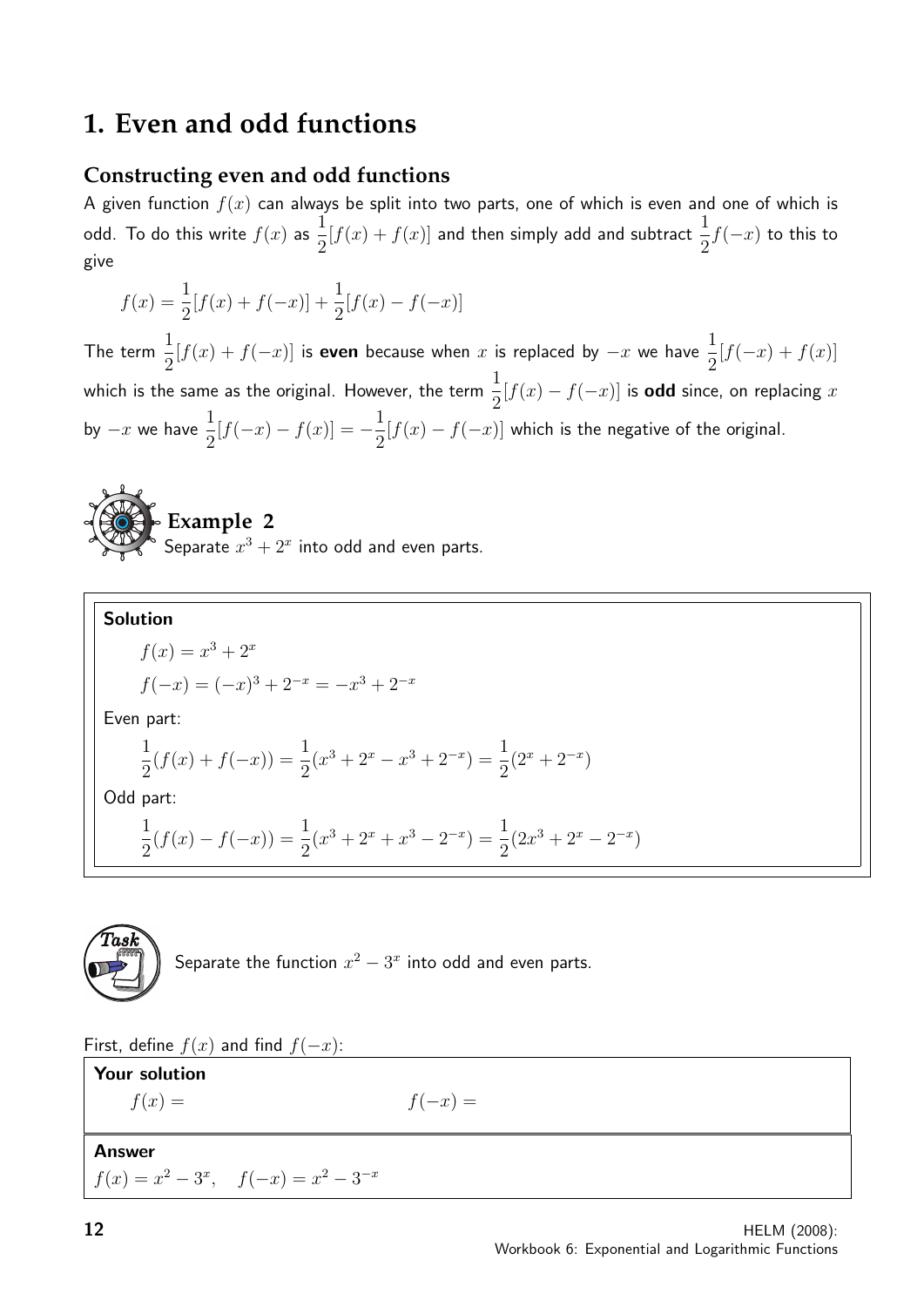# 1. Even and odd functions

## Constructing even and odd functions

A given function $f(x)$ can always be split into two parts, one of which is even and one of which is odd. To do this write $f(x)$ as $\frac{1}{2}[f(x) + f(x)]$ and then simply add and subtract $\frac{1}{2}f(-x)$ to this to give

$$f(x) = \frac{1}{2}[f(x) + f(-x)] + \frac{1}{2}[f(x) - f(-x)]$$

The term $\frac{1}{2}[f(x) + f(-x)]$ is **even** because when $x$ is replaced by $-x$ we have $\frac{1}{2}[f(-x) + f(x)]$ which is the same as the original. However, the term $\frac{1}{2}[f(x) - f(-x)]$ is **odd** since, on replacing $x$ by $-x$ we have $\frac{1}{2}[f(-x) - f(x)] = -\frac{1}{2}[f(x) - f(-x)]$ which is the negative of the original.

### Example 2

Separate $x^3 + 2^x$ into odd and even parts.

**Solution**

$$f(x) = x^3 + 2^x$$

$$f(-x) = (-x)^3 + 2^{-x} = -x^3 + 2^{-x}$$

Even part:

$$\frac{1}{2}(f(x) + f(-x)) = \frac{1}{2}(x^3 + 2^x - x^3 + 2^{-x}) = \frac{1}{2}(2^x + 2^{-x})$$

Odd part:

$$\frac{1}{2}(f(x) - f(-x)) = \frac{1}{2}(x^3 + 2^x + x^3 - 2^{-x}) = \frac{1}{2}(2x^3 + 2^x - 2^{-x})$$

### Task

Separate the function $x^2 - 3^x$ into odd and even parts.

First, define $f(x)$ and find $f(-x)$:

**Your solution**

$f(x) =$ $\qquad\qquad\qquad\qquad$ $f(-x) =$

**Answer**

$f(x) = x^2 - 3^x, \quad f(-x) = x^2 - 3^{-x}$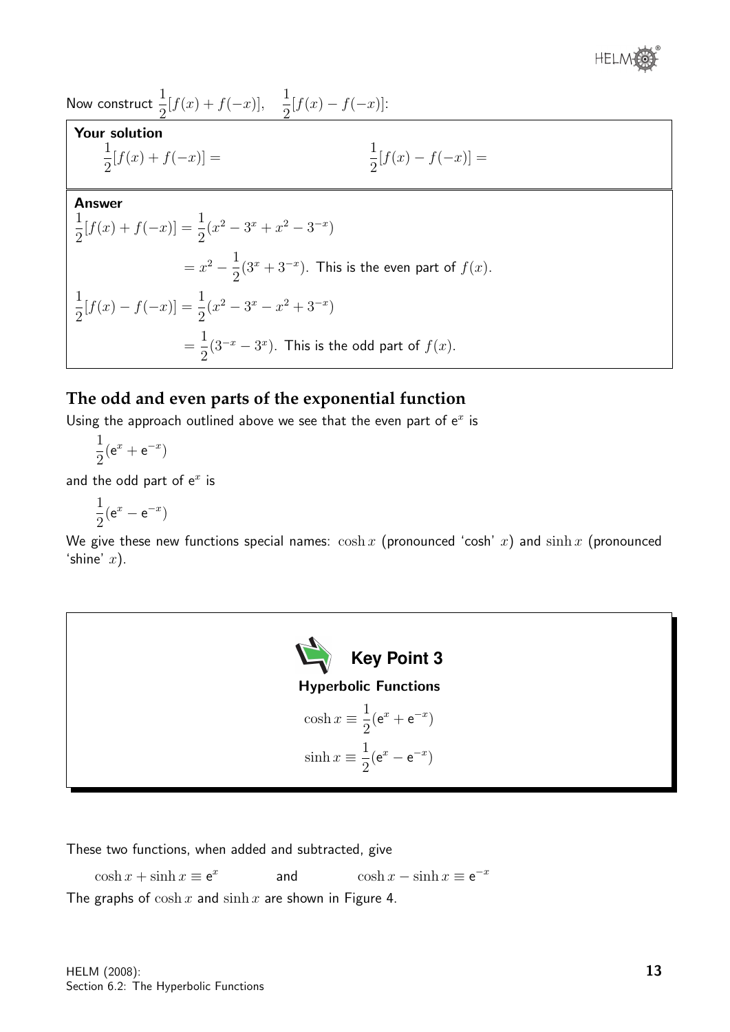Now construct $\frac{1}{2}[f(x) + f(-x)]$, $\quad \frac{1}{2}[f(x) - f(-x)]$:

**Your solution**

$\frac{1}{2}[f(x) + f(-x)] =$ $\qquad\qquad$ $\frac{1}{2}[f(x) - f(-x)] =$

**Answer**

$$\frac{1}{2}[f(x) + f(-x)] = \frac{1}{2}(x^2 - 3^x + x^2 - 3^{-x})$$

$$= x^2 - \frac{1}{2}(3^x + 3^{-x}).$$ This is the even part of $f(x)$.

$$\frac{1}{2}[f(x) - f(-x)] = \frac{1}{2}(x^2 - 3^x - x^2 + 3^{-x})$$

$$= \frac{1}{2}(3^{-x} - 3^x).$$ This is the odd part of $f(x)$.

## The odd and even parts of the exponential function

Using the approach outlined above we see that the even part of $e^x$ is

$$\frac{1}{2}(e^x + e^{-x})$$

and the odd part of $e^x$ is

$$\frac{1}{2}(e^x - e^{-x})$$

We give these new functions special names: $\cosh x$ (pronounced 'cosh' $x$) and $\sinh x$ (pronounced 'shine' $x$).

**Key Point 3**

**Hyperbolic Functions**

$$\cosh x \equiv \frac{1}{2}(e^x + e^{-x})$$

$$\sinh x \equiv \frac{1}{2}(e^x - e^{-x})$$

These two functions, when added and subtracted, give

$\cosh x + \sinh x \equiv e^x$ $\qquad$ and $\qquad$ $\cosh x - \sinh x \equiv e^{-x}$

The graphs of $\cosh x$ and $\sinh x$ are shown in Figure 4.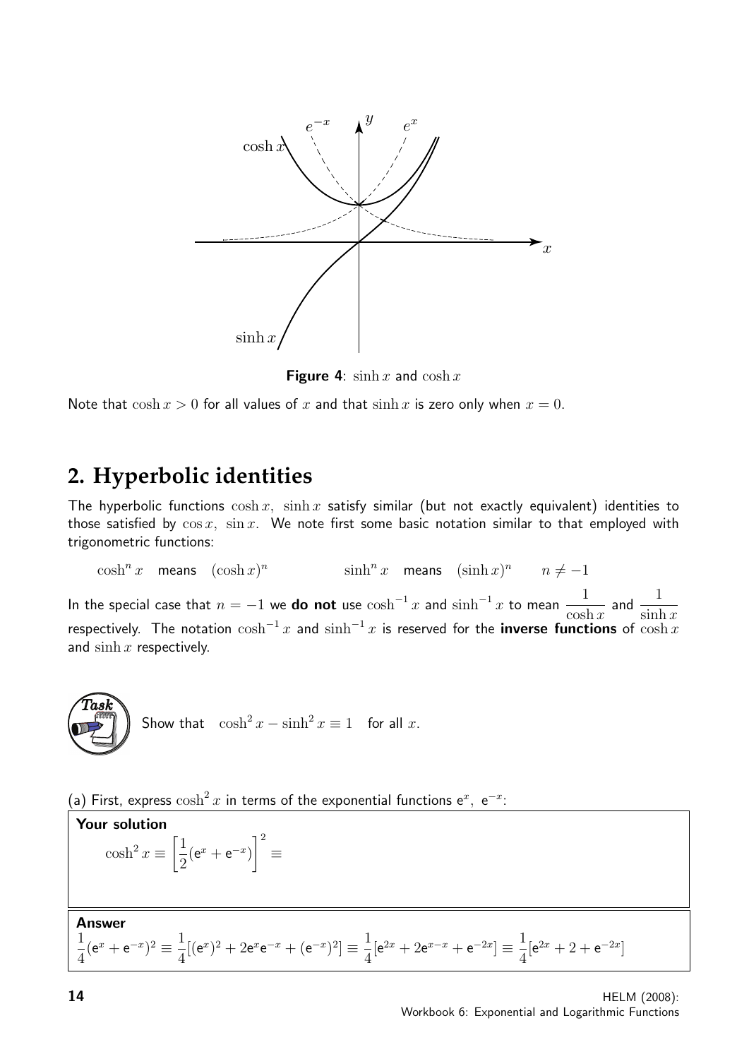Figure 4: $\sinh x$ and $\cosh x$

Note that $\cosh x > 0$ for all values of $x$ and that $\sinh x$ is zero only when $x = 0$.

## 2. Hyperbolic identities

The hyperbolic functions $\cosh x,\ \sinh x$ satisfy similar (but not exactly equivalent) identities to those satisfied by $\cos x,\ \sin x$. We note first some basic notation similar to that employed with trigonometric functions:

$\cosh^n x$ means $(\cosh x)^n$ $\qquad$ $\sinh^n x$ means $(\sinh x)^n$ $\qquad n \neq -1$

In the special case that $n = -1$ we **do not** use $\cosh^{-1} x$ and $\sinh^{-1} x$ to mean $\dfrac{1}{\cosh x}$ and $\dfrac{1}{\sinh x}$ respectively. The notation $\cosh^{-1} x$ and $\sinh^{-1} x$ is reserved for the **inverse functions** of $\cosh x$ and $\sinh x$ respectively.

**Task**

Show that $\cosh^2 x - \sinh^2 x \equiv 1$ for all $x$.

(a) First, express $\cosh^2 x$ in terms of the exponential functions $e^x,\ e^{-x}$:

**Your solution**

$$\cosh^2 x \equiv \left[\frac{1}{2}(e^x + e^{-x})\right]^2 \equiv$$

**Answer**

$$\frac{1}{4}(e^x + e^{-x})^2 \equiv \frac{1}{4}[(e^x)^2 + 2e^x e^{-x} + (e^{-x})^2] \equiv \frac{1}{4}[e^{2x} + 2e^{x-x} + e^{-2x}] \equiv \frac{1}{4}[e^{2x} + 2 + e^{-2x}]$$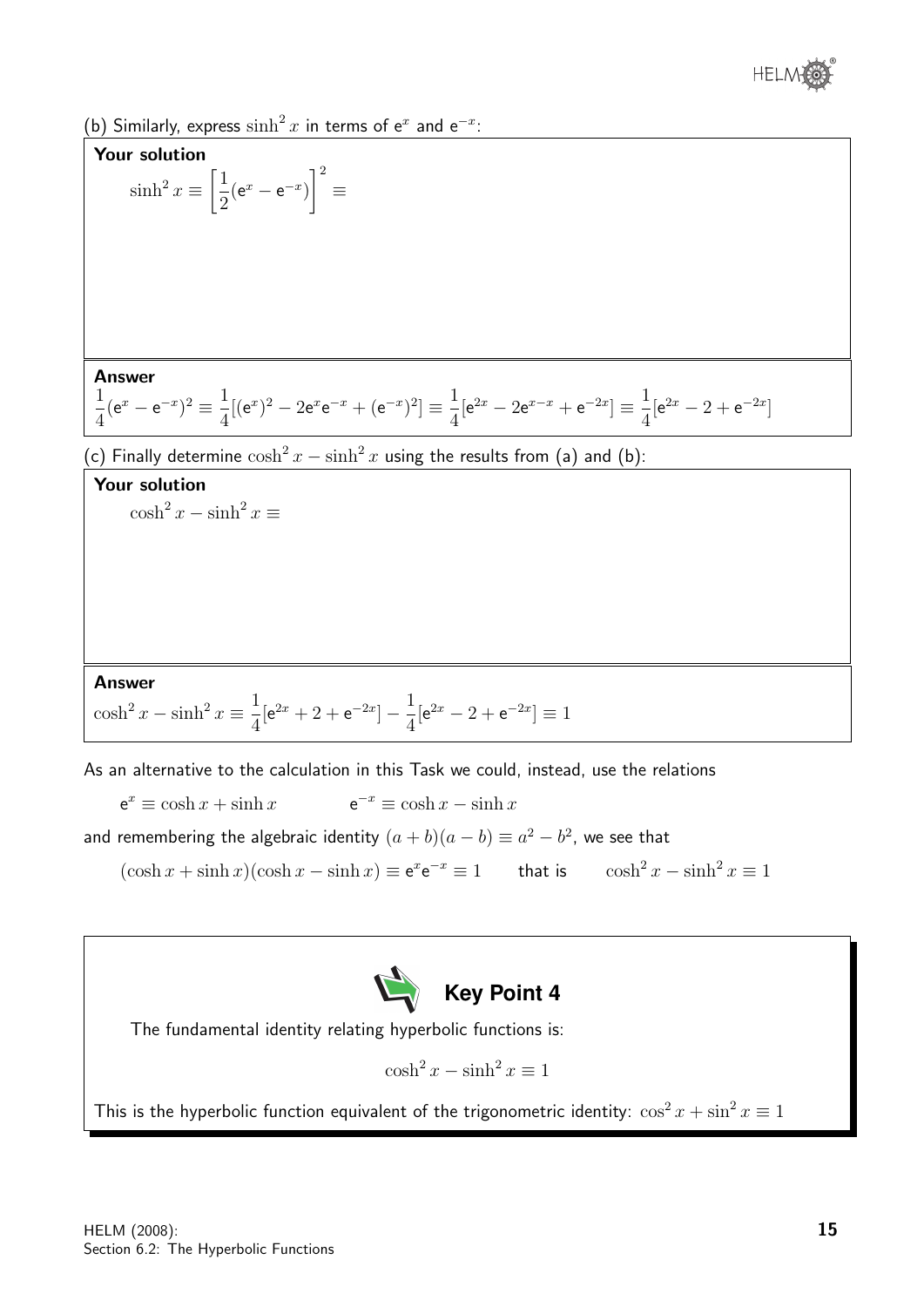(b) Similarly, express $\sinh^2 x$ in terms of $e^x$ and $e^{-x}$:

**Your solution**

$$\sinh^2 x \equiv \left[\frac{1}{2}(e^x - e^{-x})\right]^2 \equiv$$

**Answer**

$$\frac{1}{4}(e^x - e^{-x})^2 \equiv \frac{1}{4}[(e^x)^2 - 2e^x e^{-x} + (e^{-x})^2] \equiv \frac{1}{4}[e^{2x} - 2e^{x-x} + e^{-2x}] \equiv \frac{1}{4}[e^{2x} - 2 + e^{-2x}]$$

(c) Finally determine $\cosh^2 x - \sinh^2 x$ using the results from (a) and (b):

**Your solution**

$$\cosh^2 x - \sinh^2 x \equiv$$

**Answer**

$$\cosh^2 x - \sinh^2 x \equiv \frac{1}{4}[e^{2x} + 2 + e^{-2x}] - \frac{1}{4}[e^{2x} - 2 + e^{-2x}] \equiv 1$$

As an alternative to the calculation in this Task we could, instead, use the relations

$$e^x \equiv \cosh x + \sinh x \qquad\qquad e^{-x} \equiv \cosh x - \sinh x$$

and remembering the algebraic identity $(a+b)(a-b) \equiv a^2 - b^2$, we see that

$$(\cosh x + \sinh x)(\cosh x - \sinh x) \equiv e^x e^{-x} \equiv 1 \qquad \text{that is} \qquad \cosh^2 x - \sinh^2 x \equiv 1$$

**Key Point 4**

The fundamental identity relating hyperbolic functions is:

$$\cosh^2 x - \sinh^2 x \equiv 1$$

This is the hyperbolic function equivalent of the trigonometric identity: $\cos^2 x + \sin^2 x \equiv 1$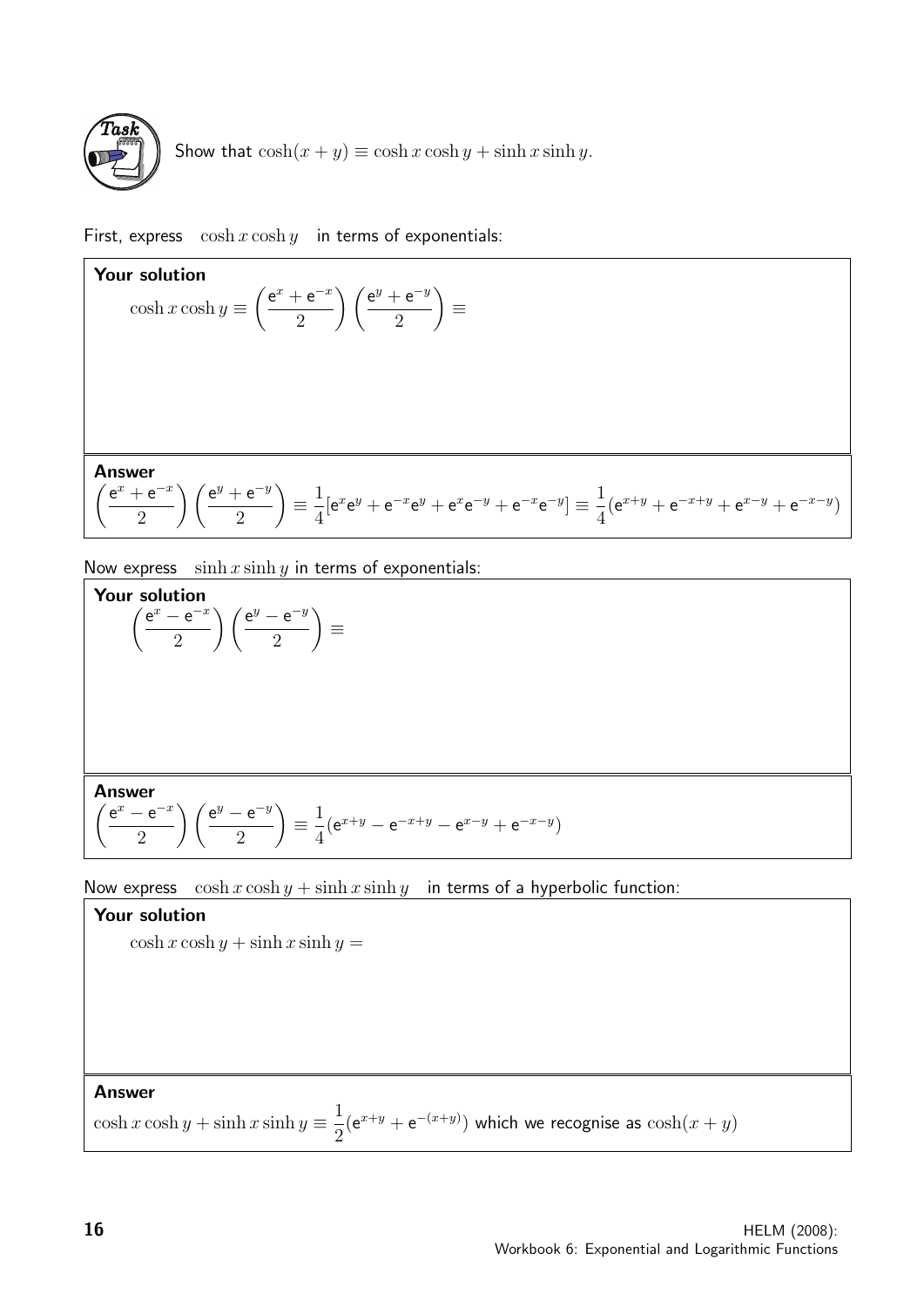**Task**

Show that $\cosh(x + y) \equiv \cosh x \cosh y + \sinh x \sinh y$.

First, express $\cosh x \cosh y$ in terms of exponentials:

**Your solution**

$$\cosh x \cosh y \equiv \left(\frac{\mathrm{e}^x + \mathrm{e}^{-x}}{2}\right)\left(\frac{\mathrm{e}^y + \mathrm{e}^{-y}}{2}\right) \equiv$$

**Answer**

$$\left(\frac{\mathrm{e}^x + \mathrm{e}^{-x}}{2}\right)\left(\frac{\mathrm{e}^y + \mathrm{e}^{-y}}{2}\right) \equiv \frac{1}{4}[\mathrm{e}^x\mathrm{e}^y + \mathrm{e}^{-x}\mathrm{e}^y + \mathrm{e}^x\mathrm{e}^{-y} + \mathrm{e}^{-x}\mathrm{e}^{-y}] \equiv \frac{1}{4}(\mathrm{e}^{x+y} + \mathrm{e}^{-x+y} + \mathrm{e}^{x-y} + \mathrm{e}^{-x-y})$$

Now express $\sinh x \sinh y$ in terms of exponentials:

**Your solution**

$$\left(\frac{\mathrm{e}^x - \mathrm{e}^{-x}}{2}\right)\left(\frac{\mathrm{e}^y - \mathrm{e}^{-y}}{2}\right) \equiv$$

**Answer**

$$\left(\frac{\mathrm{e}^x - \mathrm{e}^{-x}}{2}\right)\left(\frac{\mathrm{e}^y - \mathrm{e}^{-y}}{2}\right) \equiv \frac{1}{4}(\mathrm{e}^{x+y} - \mathrm{e}^{-x+y} - \mathrm{e}^{x-y} + \mathrm{e}^{-x-y})$$

Now express $\cosh x \cosh y + \sinh x \sinh y$ in terms of a hyperbolic function:

**Your solution**

$$\cosh x \cosh y + \sinh x \sinh y =$$

**Answer**

$\cosh x \cosh y + \sinh x \sinh y \equiv \dfrac{1}{2}(\mathrm{e}^{x+y} + \mathrm{e}^{-(x+y)})$ which we recognise as $\cosh(x + y)$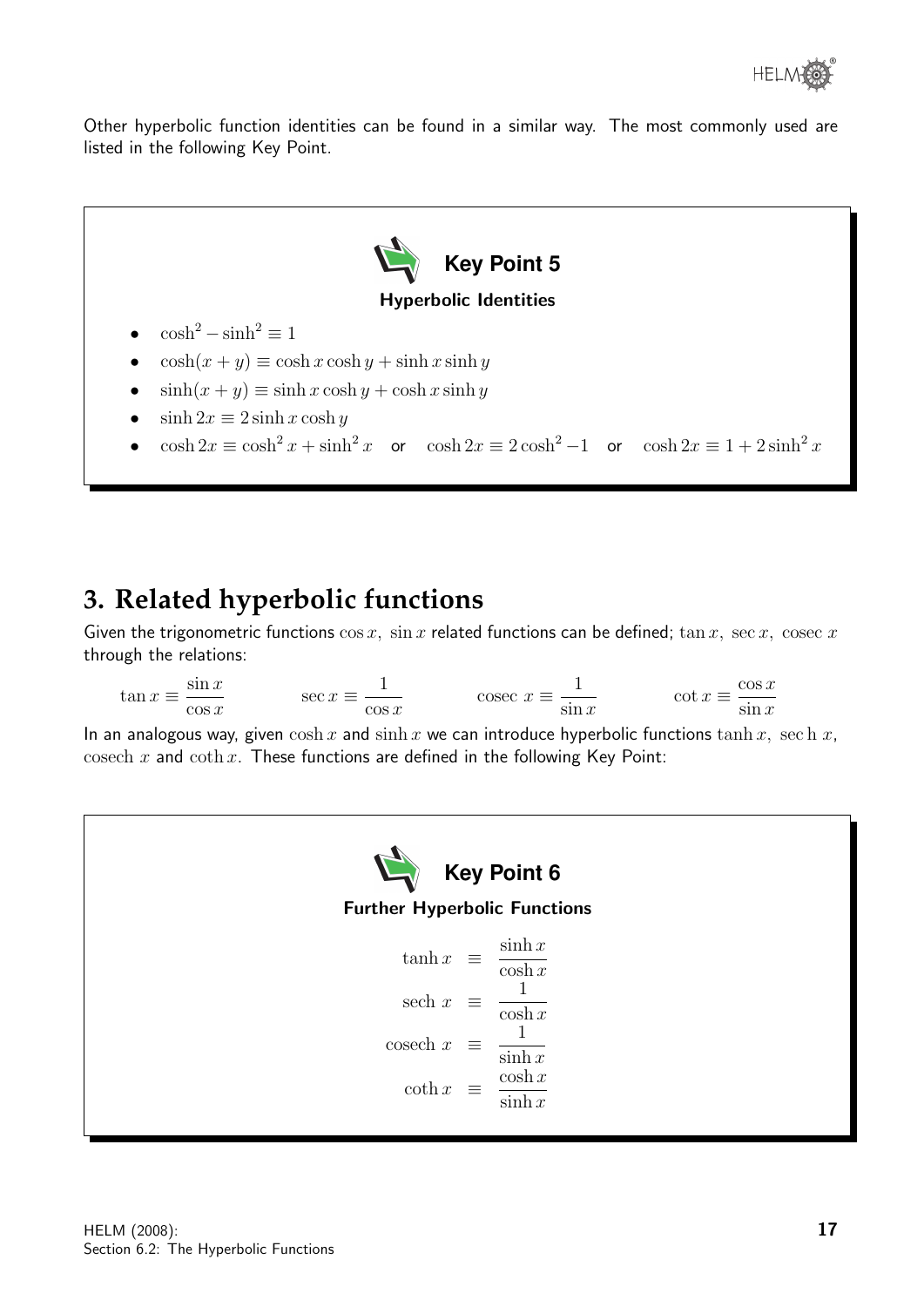Other hyperbolic function identities can be found in a similar way. The most commonly used are listed in the following Key Point.

**Key Point 5**

**Hyperbolic Identities**

- $\cosh^2 - \sinh^2 \equiv 1$
- $\cosh(x + y) \equiv \cosh x \cosh y + \sinh x \sinh y$
- $\sinh(x + y) \equiv \sinh x \cosh y + \cosh x \sinh y$
- $\sinh 2x \equiv 2 \sinh x \cosh y$
- $\cosh 2x \equiv \cosh^2 x + \sinh^2 x$ or $\cosh 2x \equiv 2\cosh^2 -1$ or $\cosh 2x \equiv 1 + 2\sinh^2 x$

## 3. Related hyperbolic functions

Given the trigonometric functions $\cos x,\ \sin x$ related functions can be defined; $\tan x,\ \sec x,\ \text{cosec } x$ through the relations:

$$\tan x \equiv \frac{\sin x}{\cos x} \qquad \sec x \equiv \frac{1}{\cos x} \qquad \text{cosec } x \equiv \frac{1}{\sin x} \qquad \cot x \equiv \frac{\cos x}{\sin x}$$

In an analogous way, given $\cosh x$ and $\sinh x$ we can introduce hyperbolic functions $\tanh x,\ \text{sec h } x$, $\text{cosech } x$ and $\coth x$. These functions are defined in the following Key Point:

**Key Point 6**

**Further Hyperbolic Functions**

$$\begin{aligned}
\tanh x &\equiv \frac{\sinh x}{\cosh x} \\
\text{sech } x &\equiv \frac{1}{\cosh x} \\
\text{cosech } x &\equiv \frac{1}{\sinh x} \\
\coth x &\equiv \frac{\cosh x}{\sinh x}
\end{aligned}$$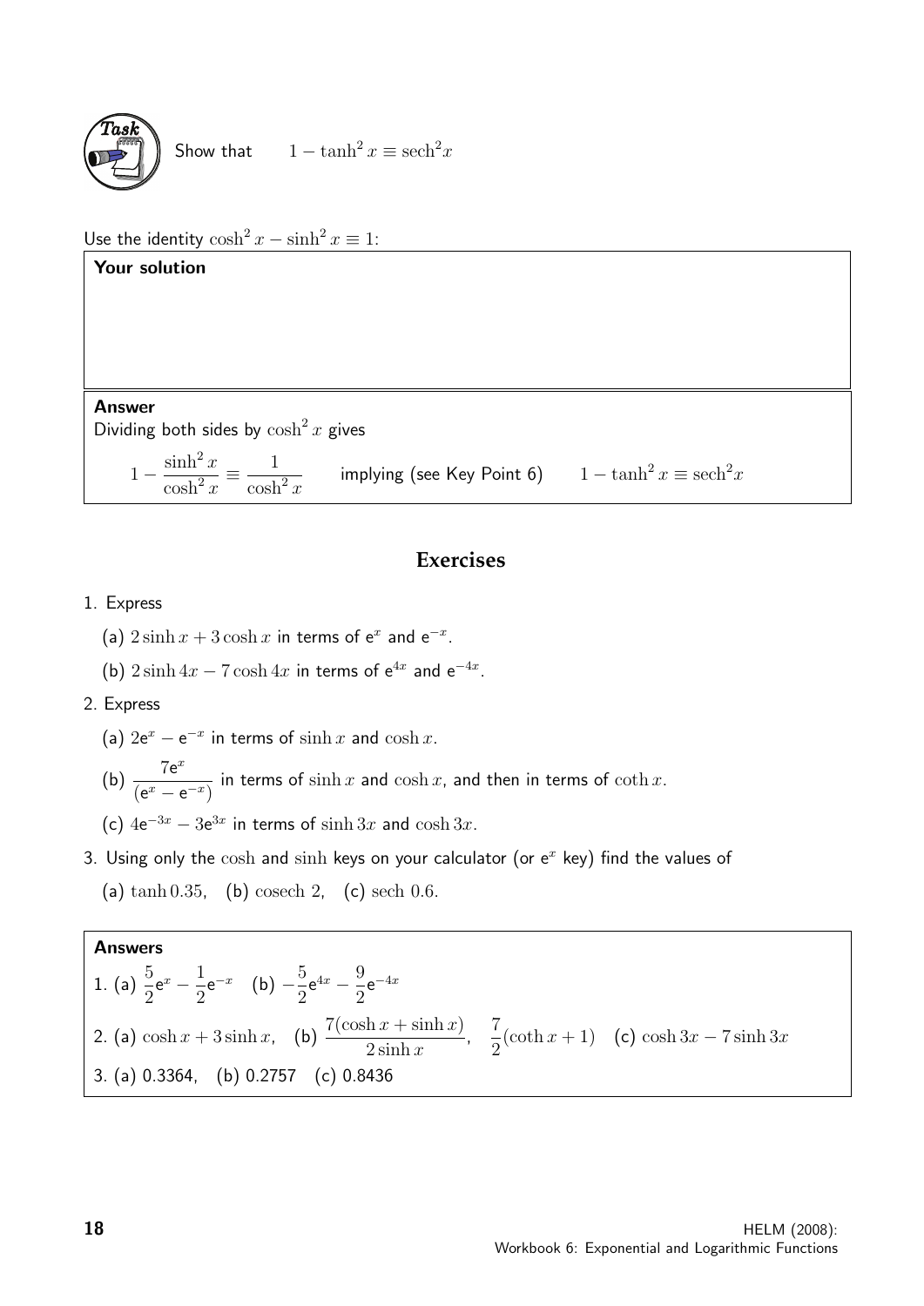**Task**

Show that $1 - \tanh^2 x \equiv \text{sech}^2 x$

Use the identity $\cosh^2 x - \sinh^2 x \equiv 1$:

**Your solution**

**Answer**

Dividing both sides by $\cosh^2 x$ gives

$$1 - \frac{\sinh^2 x}{\cosh^2 x} \equiv \frac{1}{\cosh^2 x} \qquad \text{implying (see Key Point 6)} \qquad 1 - \tanh^2 x \equiv \text{sech}^2 x$$

## Exercises

1. Express

   (a) $2\sinh x + 3\cosh x$ in terms of $e^x$ and $e^{-x}$.

   (b) $2\sinh 4x - 7\cosh 4x$ in terms of $e^{4x}$ and $e^{-4x}$.

2. Express

   (a) $2e^x - e^{-x}$ in terms of $\sinh x$ and $\cosh x$.

   (b) $\dfrac{7e^x}{(e^x - e^{-x})}$ in terms of $\sinh x$ and $\cosh x$, and then in terms of $\coth x$.

   (c) $4e^{-3x} - 3e^{3x}$ in terms of $\sinh 3x$ and $\cosh 3x$.

3. Using only the $\cosh$ and $\sinh$ keys on your calculator (or $e^x$ key) find the values of

   (a) $\tanh 0.35$, (b) $\text{cosech } 2$, (c) $\text{sech } 0.6$.

**Answers**

1. (a) $\dfrac{5}{2}e^x - \dfrac{1}{2}e^{-x}$ (b) $-\dfrac{5}{2}e^{4x} - \dfrac{9}{2}e^{-4x}$

2. (a) $\cosh x + 3\sinh x$, (b) $\dfrac{7(\cosh x + \sinh x)}{2\sinh x}$, $\dfrac{7}{2}(\coth x + 1)$ (c) $\cosh 3x - 7\sinh 3x$

3. (a) 0.3364, (b) 0.2757 (c) 0.8436